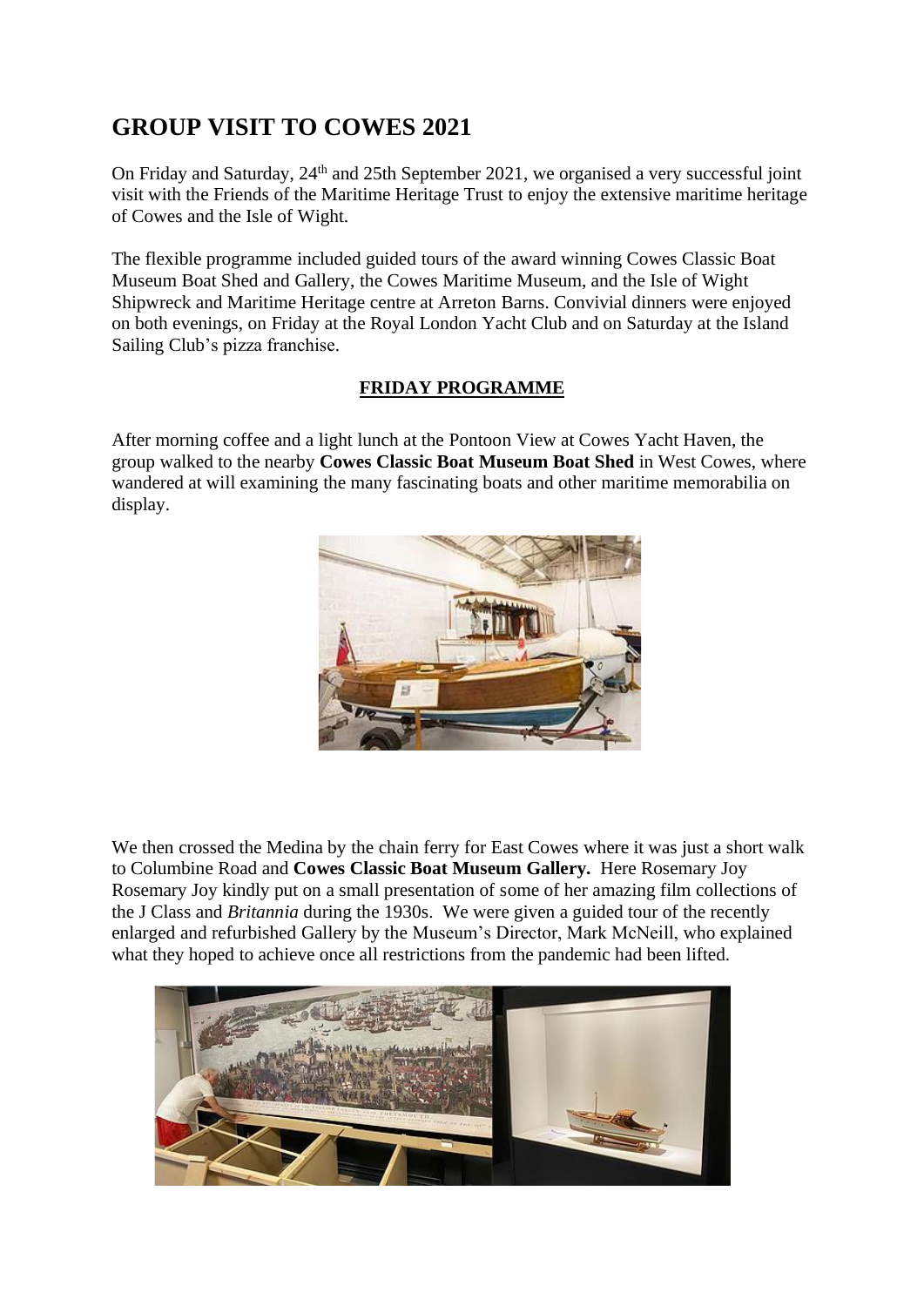# GROUP VISIT TO COWES 2021

On Friday and Saturday, 24th and 25th September 2021, we organised a very successful joint visit with the Friends of the Maritime Heritage Trust to enjoy the extensive maritime heritage of Cowes and the Isle of Wight.

The flexible programme included guided tours of the award winning Cowes Classic Boat Museum Boat Shed and Gallery, the Cowes Maritime Museum, and the Isle of Wight Shipwreck and Maritime Heritage centre at Arreton Barns. Convivial dinners were enjoyed on both evenings, on Friday at the Royal London Yacht Club and on Saturday at the Island Sailing Club's pizza franchise.

## FRIDAY PROGRAMME

After morning coffee and a light lunch at the Pontoon View at Cowes Yacht Haven, the group walked to the nearby **Cowes Classic Boat Museum Boat Shed** in West Cowes, where wandered at will examining the many fascinating boats and other maritime memorabilia on display.

We then crossed the Medina by the chain ferry for East Cowes where it was just a short walk to Columbine Road and **Cowes Classic Boat Museum Gallery.** Here Rosemary Joy Rosemary Joy kindly put on a small presentation of some of her amazing film collections of the J Class and *Britannia* during the 1930s. We were given a guided tour of the recently enlarged and refurbished Gallery by the Museum's Director, Mark McNeill, who explained what they hoped to achieve once all restrictions from the pandemic had been lifted.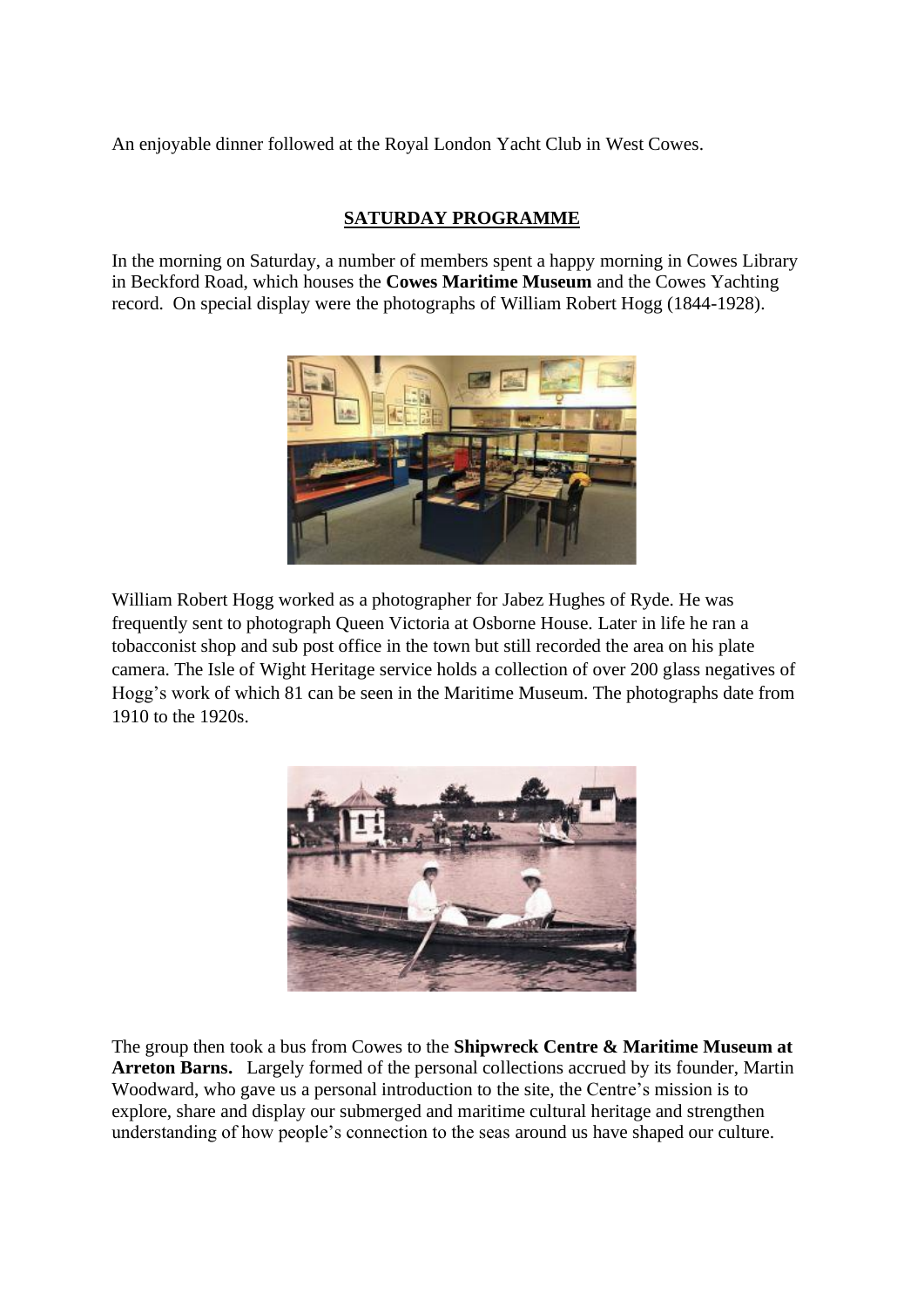An enjoyable dinner followed at the Royal London Yacht Club in West Cowes.

## SATURDAY PROGRAMME

In the morning on Saturday, a number of members spent a happy morning in Cowes Library in Beckford Road, which houses the **Cowes Maritime Museum** and the Cowes Yachting record. On special display were the photographs of William Robert Hogg (1844-1928).

William Robert Hogg worked as a photographer for Jabez Hughes of Ryde. He was frequently sent to photograph Queen Victoria at Osborne House. Later in life he ran a tobacconist shop and sub post office in the town but still recorded the area on his plate camera. The Isle of Wight Heritage service holds a collection of over 200 glass negatives of Hogg's work of which 81 can be seen in the Maritime Museum. The photographs date from 1910 to the 1920s.

The group then took a bus from Cowes to the **Shipwreck Centre & Maritime Museum at Arreton Barns.** Largely formed of the personal collections accrued by its founder, Martin Woodward, who gave us a personal introduction to the site, the Centre's mission is to explore, share and display our submerged and maritime cultural heritage and strengthen understanding of how people's connection to the seas around us have shaped our culture.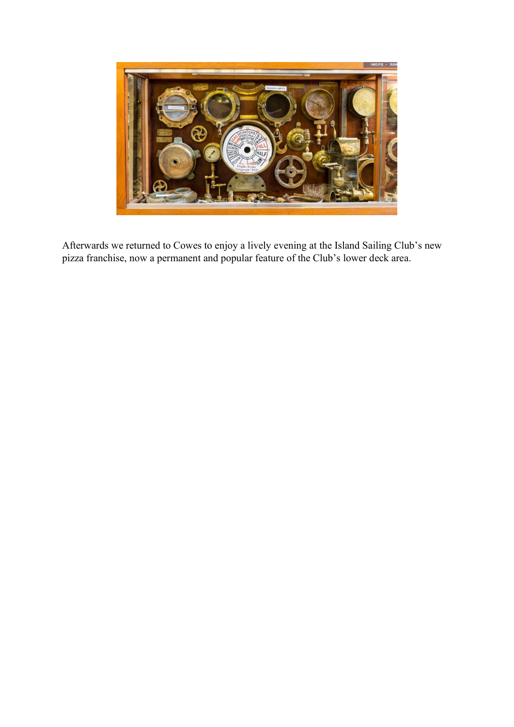Afterwards we returned to Cowes to enjoy a lively evening at the Island Sailing Club's new pizza franchise, now a permanent and popular feature of the Club's lower deck area.